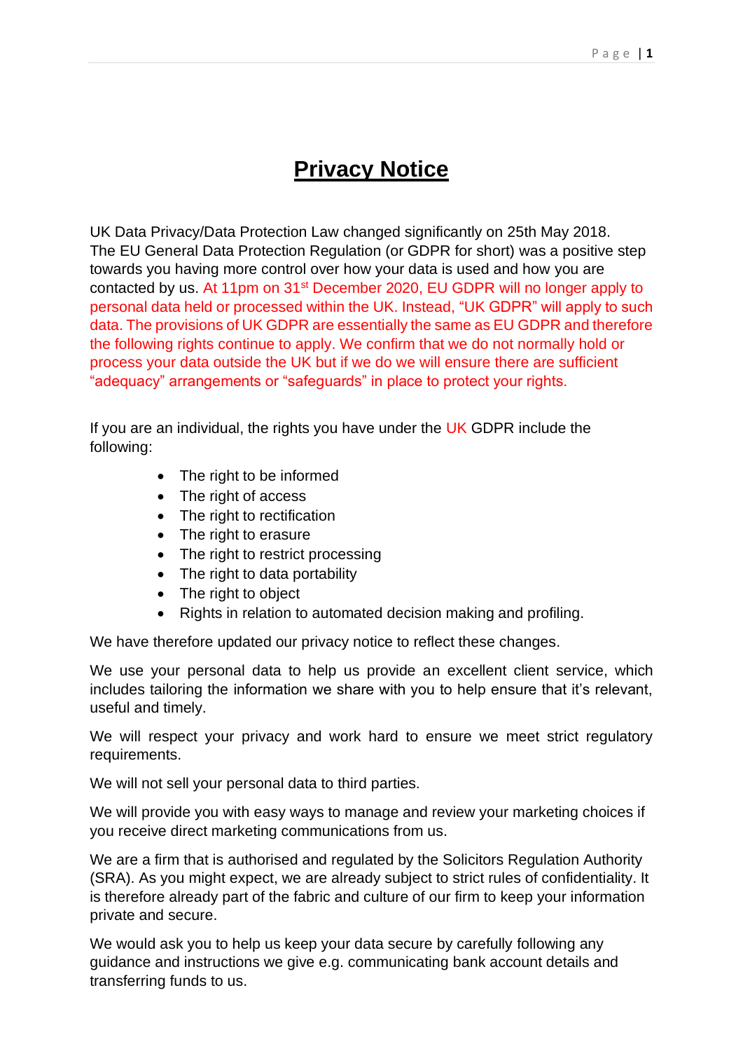# Privacy Notice

UK Data Privacy/Data Protection Law changed significantly on 25th May 2018. The EU General Data Protection Regulation (or GDPR for short) was a positive step towards you having more control over how your data is used and how you are contacted by us. At 11pm on 31st December 2020, EU GDPR will no longer apply to personal data held or processed within the UK. Instead, "UK GDPR" will apply to such data. The provisions of UK GDPR are essentially the same as EU GDPR and therefore the following rights continue to apply. We confirm that we do not normally hold or process your data outside the UK but if we do we will ensure there are sufficient "adequacy" arrangements or "safeguards" in place to protect your rights.

If you are an individual, the rights you have under the UK GDPR include the following:

- The right to be informed
- The right of access
- The right to rectification
- The right to erasure
- The right to restrict processing
- The right to data portability
- The right to object
- Rights in relation to automated decision making and profiling.

We have therefore updated our privacy notice to reflect these changes.

We use your personal data to help us provide an excellent client service, which includes tailoring the information we share with you to help ensure that it's relevant, useful and timely.

We will respect your privacy and work hard to ensure we meet strict regulatory requirements.

We will not sell your personal data to third parties.

We will provide you with easy ways to manage and review your marketing choices if you receive direct marketing communications from us.

We are a firm that is authorised and regulated by the Solicitors Regulation Authority (SRA). As you might expect, we are already subject to strict rules of confidentiality. It is therefore already part of the fabric and culture of our firm to keep your information private and secure.

We would ask you to help us keep your data secure by carefully following any guidance and instructions we give e.g. communicating bank account details and transferring funds to us.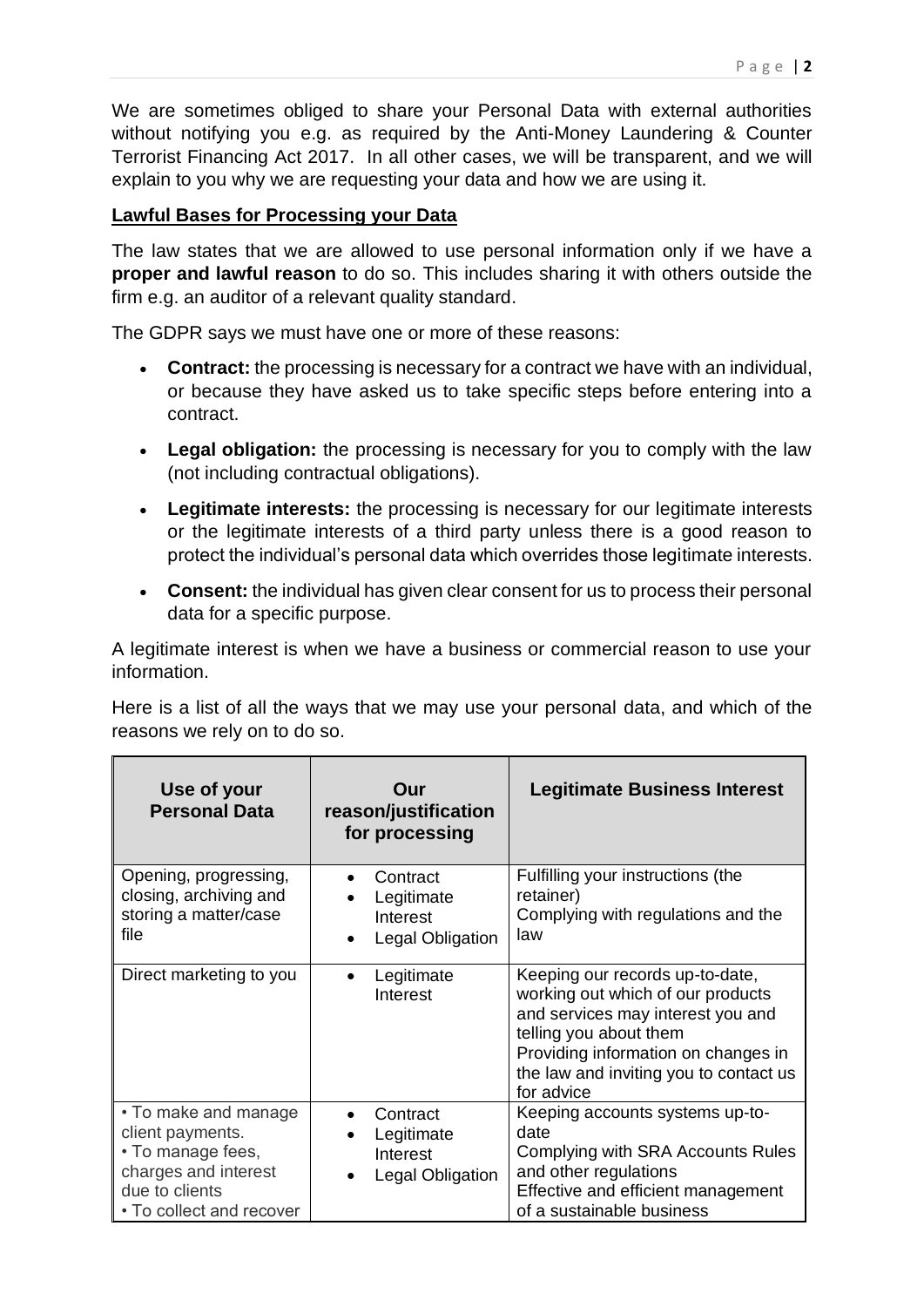We are sometimes obliged to share your Personal Data with external authorities without notifying you e.g. as required by the Anti-Money Laundering & Counter Terrorist Financing Act 2017. In all other cases, we will be transparent, and we will explain to you why we are requesting your data and how we are using it.

## Lawful Bases for Processing your Data

The law states that we are allowed to use personal information only if we have a **proper and lawful reason** to do so. This includes sharing it with others outside the firm e.g. an auditor of a relevant quality standard.

The GDPR says we must have one or more of these reasons:

- **Contract:** the processing is necessary for a contract we have with an individual, or because they have asked us to take specific steps before entering into a contract.
- **Legal obligation:** the processing is necessary for you to comply with the law (not including contractual obligations).
- **Legitimate interests:** the processing is necessary for our legitimate interests or the legitimate interests of a third party unless there is a good reason to protect the individual's personal data which overrides those legitimate interests.
- **Consent:** the individual has given clear consent for us to process their personal data for a specific purpose.

A legitimate interest is when we have a business or commercial reason to use your information.

Here is a list of all the ways that we may use your personal data, and which of the reasons we rely on to do so.

| Use of your Personal Data | Our reason/justification for processing | Legitimate Business Interest |
|---|---|---|
| Opening, progressing, closing, archiving and storing a matter/case file | • Contract<br>• Legitimate Interest<br>• Legal Obligation | Fulfilling your instructions (the retainer)<br>Complying with regulations and the law |
| Direct marketing to you | • Legitimate Interest | Keeping our records up-to-date, working out which of our products and services may interest you and telling you about them<br>Providing information on changes in the law and inviting you to contact us for advice |
| • To make and manage client payments.<br>• To manage fees, charges and interest due to clients<br>• To collect and recover | • Contract<br>• Legitimate Interest<br>• Legal Obligation | Keeping accounts systems up-to-date<br>Complying with SRA Accounts Rules and other regulations<br>Effective and efficient management of a sustainable business |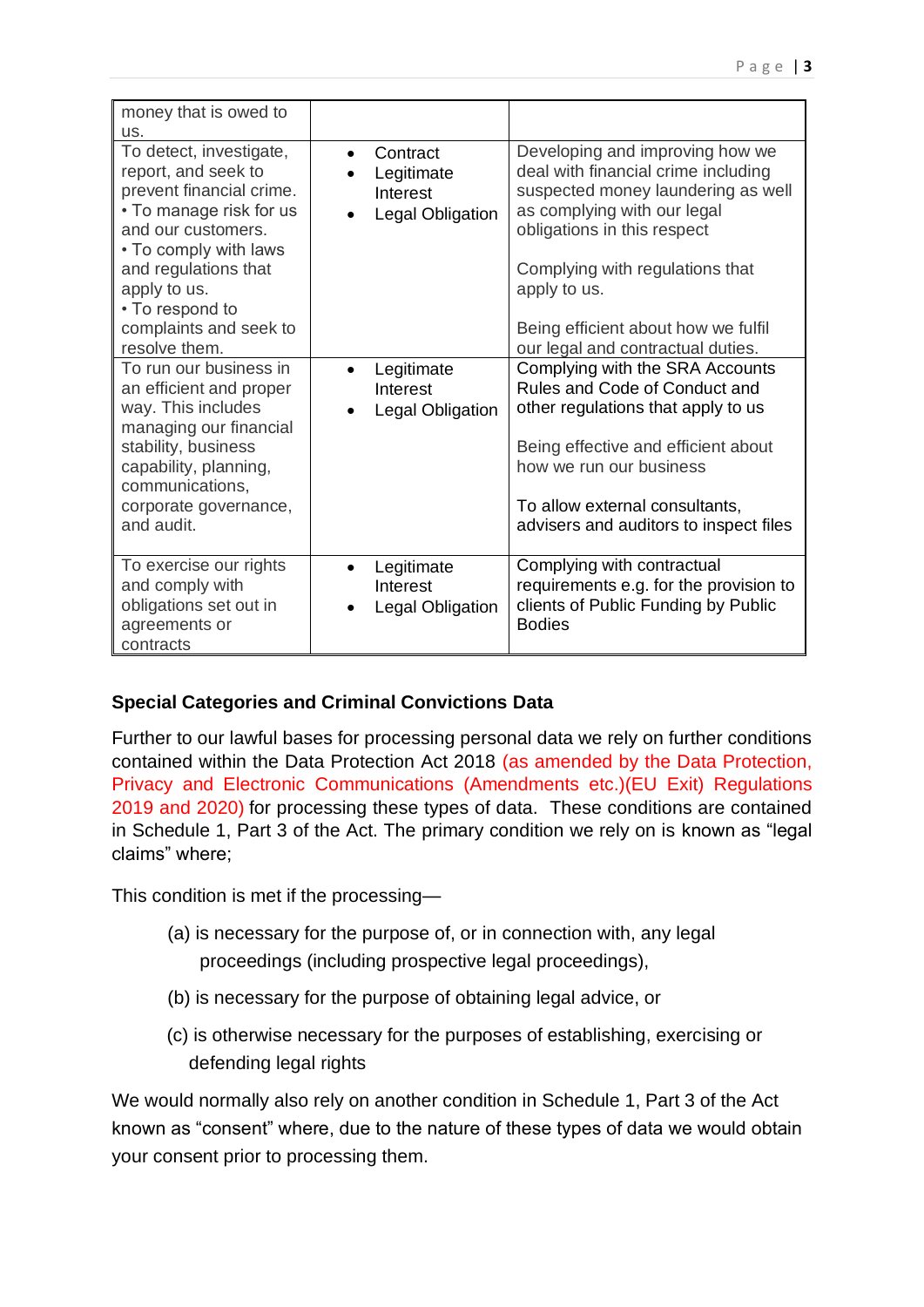| | | |
|---|---|---|
| money that is owed to us. | | |
| To detect, investigate, report, and seek to prevent financial crime. • To manage risk for us and our customers. • To comply with laws and regulations that apply to us. • To respond to complaints and seek to resolve them. | • Contract • Legitimate Interest • Legal Obligation | Developing and improving how we deal with financial crime including suspected money laundering as well as complying with our legal obligations in this respect<br><br>Complying with regulations that apply to us.<br><br>Being efficient about how we fulfil our legal and contractual duties. |
| To run our business in an efficient and proper way. This includes managing our financial stability, business capability, planning, communications, corporate governance, and audit. | • Legitimate Interest • Legal Obligation | Complying with the SRA Accounts Rules and Code of Conduct and other regulations that apply to us<br><br>Being effective and efficient about how we run our business<br><br>To allow external consultants, advisers and auditors to inspect files |
| To exercise our rights and comply with obligations set out in agreements or contracts | • Legitimate Interest • Legal Obligation | Complying with contractual requirements e.g. for the provision to clients of Public Funding by Public Bodies |

**Special Categories and Criminal Convictions Data**

Further to our lawful bases for processing personal data we rely on further conditions contained within the Data Protection Act 2018 (as amended by the Data Protection, Privacy and Electronic Communications (Amendments etc.)(EU Exit) Regulations 2019 and 2020) for processing these types of data. These conditions are contained in Schedule 1, Part 3 of the Act. The primary condition we rely on is known as "legal claims" where;

This condition is met if the processing—

(a) is necessary for the purpose of, or in connection with, any legal proceedings (including prospective legal proceedings),

(b) is necessary for the purpose of obtaining legal advice, or

(c) is otherwise necessary for the purposes of establishing, exercising or defending legal rights

We would normally also rely on another condition in Schedule 1, Part 3 of the Act known as "consent" where, due to the nature of these types of data we would obtain your consent prior to processing them.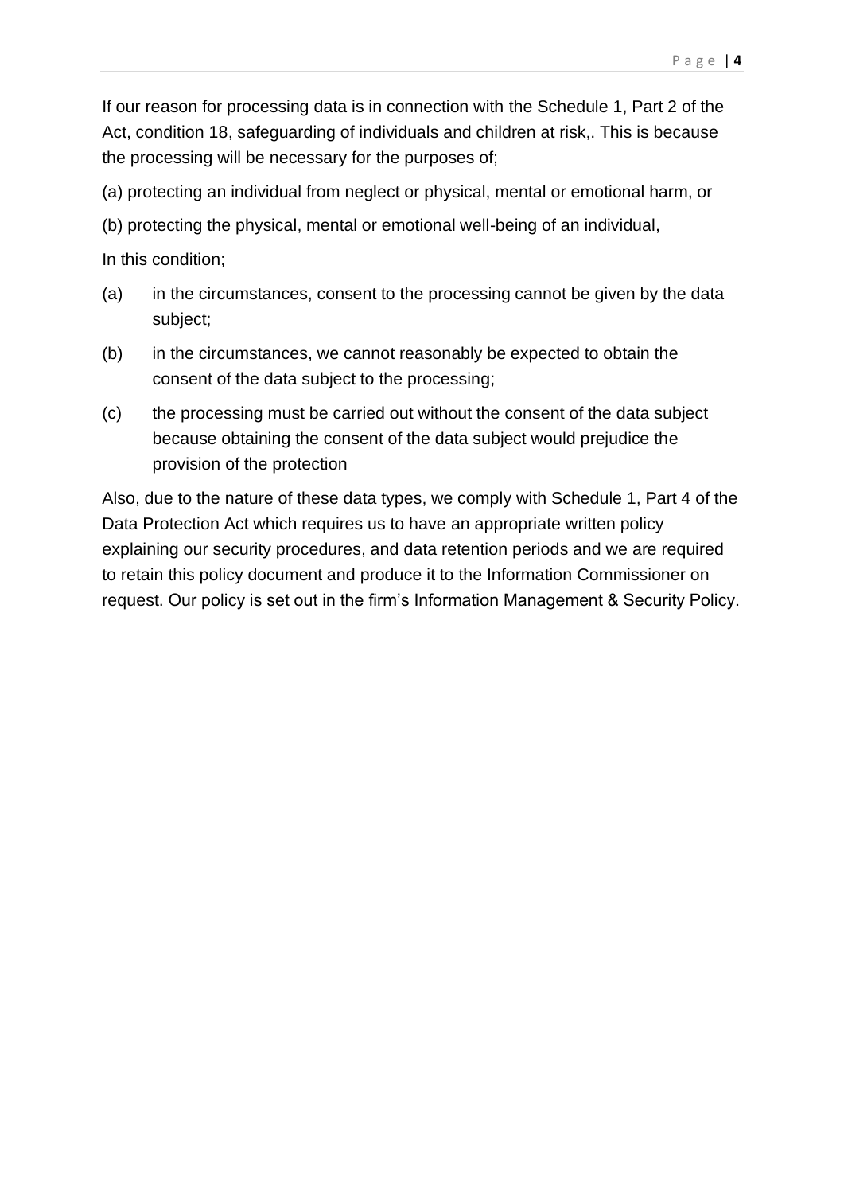If our reason for processing data is in connection with the Schedule 1, Part 2 of the Act, condition 18, safeguarding of individuals and children at risk,. This is because the processing will be necessary for the purposes of;

(a) protecting an individual from neglect or physical, mental or emotional harm, or

(b) protecting the physical, mental or emotional well-being of an individual,

In this condition;

(a) in the circumstances, consent to the processing cannot be given by the data subject;

(b) in the circumstances, we cannot reasonably be expected to obtain the consent of the data subject to the processing;

(c) the processing must be carried out without the consent of the data subject because obtaining the consent of the data subject would prejudice the provision of the protection

Also, due to the nature of these data types, we comply with Schedule 1, Part 4 of the Data Protection Act which requires us to have an appropriate written policy explaining our security procedures, and data retention periods and we are required to retain this policy document and produce it to the Information Commissioner on request. Our policy is set out in the firm's Information Management & Security Policy.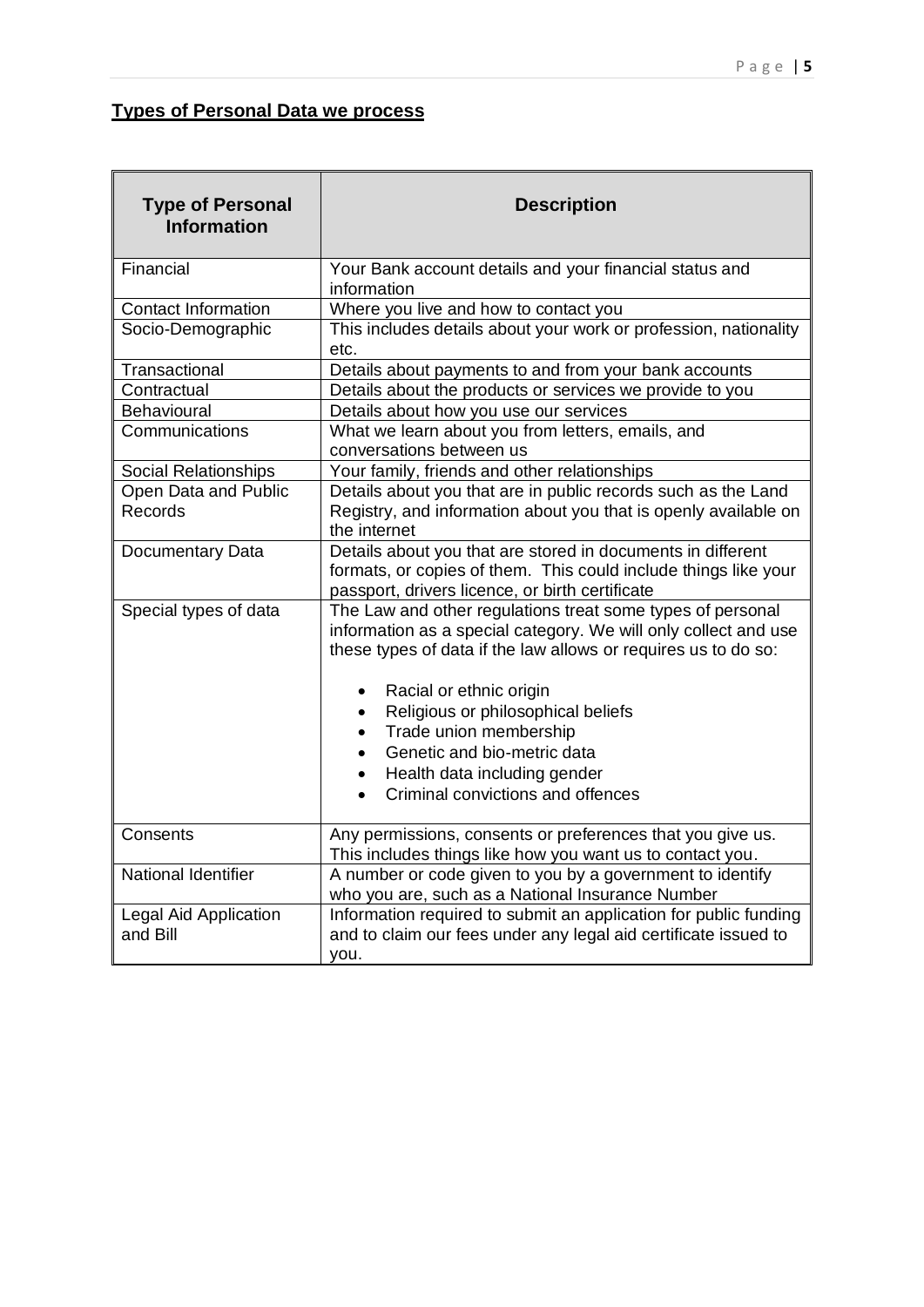## **Types of Personal Data we process**

| Type of Personal Information | Description |
|---|---|
| Financial | Your Bank account details and your financial status and information |
| Contact Information | Where you live and how to contact you |
| Socio-Demographic | This includes details about your work or profession, nationality etc. |
| Transactional | Details about payments to and from your bank accounts |
| Contractual | Details about the products or services we provide to you |
| Behavioural | Details about how you use our services |
| Communications | What we learn about you from letters, emails, and conversations between us |
| Social Relationships | Your family, friends and other relationships |
| Open Data and Public Records | Details about you that are in public records such as the Land Registry, and information about you that is openly available on the internet |
| Documentary Data | Details about you that are stored in documents in different formats, or copies of them. This could include things like your passport, drivers licence, or birth certificate |
| Special types of data | The Law and other regulations treat some types of personal information as a special category. We will only collect and use these types of data if the law allows or requires us to do so:<br><br>• Racial or ethnic origin<br>• Religious or philosophical beliefs<br>• Trade union membership<br>• Genetic and bio-metric data<br>• Health data including gender<br>• Criminal convictions and offences |
| Consents | Any permissions, consents or preferences that you give us. This includes things like how you want us to contact you. |
| National Identifier | A number or code given to you by a government to identify who you are, such as a National Insurance Number |
| Legal Aid Application and Bill | Information required to submit an application for public funding and to claim our fees under any legal aid certificate issued to you. |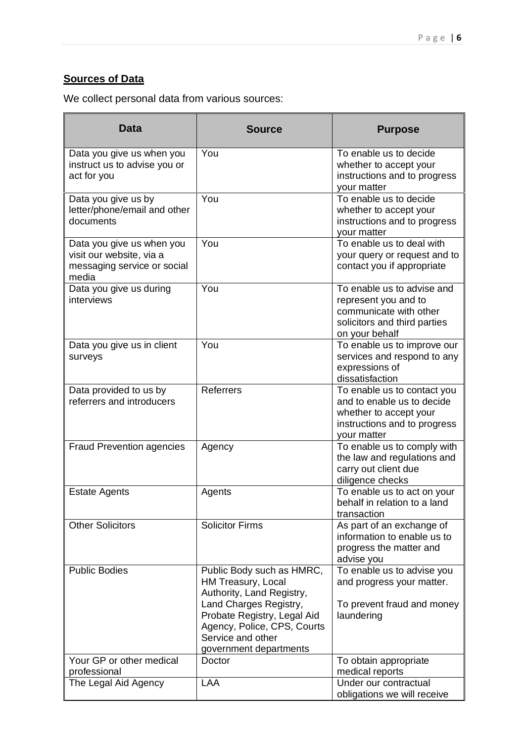**Sources of Data**

We collect personal data from various sources:

| Data | Source | Purpose |
|---|---|---|
| Data you give us when you instruct us to advise you or act for you | You | To enable us to decide whether to accept your instructions and to progress your matter |
| Data you give us by letter/phone/email and other documents | You | To enable us to decide whether to accept your instructions and to progress your matter |
| Data you give us when you visit our website, via a messaging service or social media | You | To enable us to deal with your query or request and to contact you if appropriate |
| Data you give us during interviews | You | To enable us to advise and represent you and to communicate with other solicitors and third parties on your behalf |
| Data you give us in client surveys | You | To enable us to improve our services and respond to any expressions of dissatisfaction |
| Data provided to us by referrers and introducers | Referrers | To enable us to contact you and to enable us to decide whether to accept your instructions and to progress your matter |
| Fraud Prevention agencies | Agency | To enable us to comply with the law and regulations and carry out client due diligence checks |
| Estate Agents | Agents | To enable us to act on your behalf in relation to a land transaction |
| Other Solicitors | Solicitor Firms | As part of an exchange of information to enable us to progress the matter and advise you |
| Public Bodies | Public Body such as HMRC, HM Treasury, Local Authority, Land Registry, Land Charges Registry, Probate Registry, Legal Aid Agency, Police, CPS, Courts Service and other government departments | To enable us to advise you and progress your matter.<br><br>To prevent fraud and money laundering |
| Your GP or other medical professional | Doctor | To obtain appropriate medical reports |
| The Legal Aid Agency | LAA | Under our contractual obligations we will receive |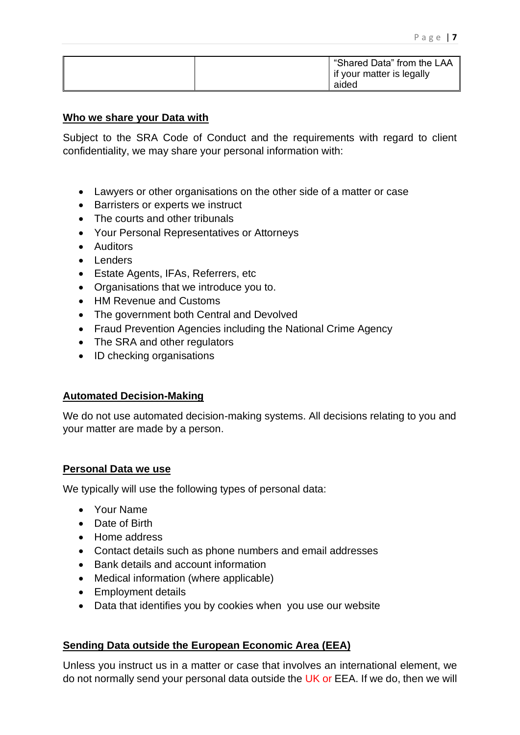| | | "Shared Data" from the LAA if your matter is legally aided |
|---|---|---|

**Who we share your Data with**

Subject to the SRA Code of Conduct and the requirements with regard to client confidentiality, we may share your personal information with:

- Lawyers or other organisations on the other side of a matter or case
- Barristers or experts we instruct
- The courts and other tribunals
- Your Personal Representatives or Attorneys
- Auditors
- Lenders
- Estate Agents, IFAs, Referrers, etc
- Organisations that we introduce you to.
- HM Revenue and Customs
- The government both Central and Devolved
- Fraud Prevention Agencies including the National Crime Agency
- The SRA and other regulators
- ID checking organisations

**Automated Decision-Making**

We do not use automated decision-making systems. All decisions relating to you and your matter are made by a person.

**Personal Data we use**

We typically will use the following types of personal data:

- Your Name
- Date of Birth
- Home address
- Contact details such as phone numbers and email addresses
- Bank details and account information
- Medical information (where applicable)
- Employment details
- Data that identifies you by cookies when you use our website

**Sending Data outside the European Economic Area (EEA)**

Unless you instruct us in a matter or case that involves an international element, we do not normally send your personal data outside the UK or EEA. If we do, then we will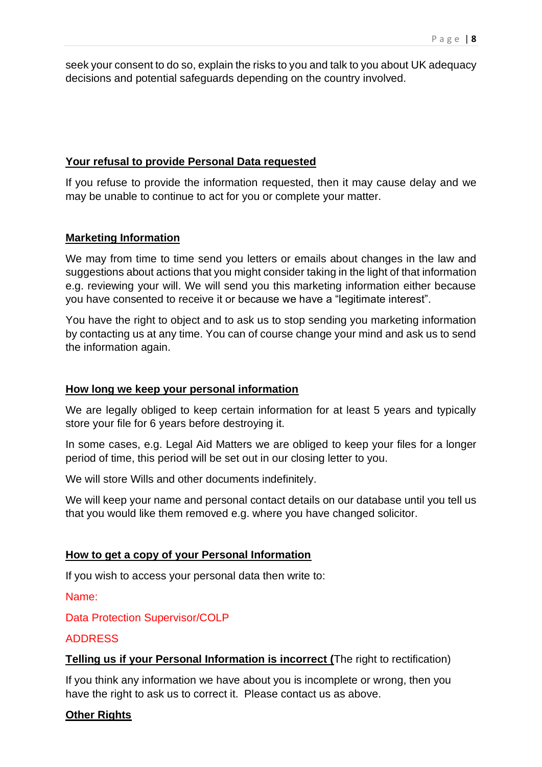seek your consent to do so, explain the risks to you and talk to you about UK adequacy decisions and potential safeguards depending on the country involved.

**Your refusal to provide Personal Data requested**

If you refuse to provide the information requested, then it may cause delay and we may be unable to continue to act for you or complete your matter.

**Marketing Information**

We may from time to time send you letters or emails about changes in the law and suggestions about actions that you might consider taking in the light of that information e.g. reviewing your will. We will send you this marketing information either because you have consented to receive it or because we have a "legitimate interest".

You have the right to object and to ask us to stop sending you marketing information by contacting us at any time. You can of course change your mind and ask us to send the information again.

**How long we keep your personal information**

We are legally obliged to keep certain information for at least 5 years and typically store your file for 6 years before destroying it.

In some cases, e.g. Legal Aid Matters we are obliged to keep your files for a longer period of time, this period will be set out in our closing letter to you.

We will store Wills and other documents indefinitely.

We will keep your name and personal contact details on our database until you tell us that you would like them removed e.g. where you have changed solicitor.

**How to get a copy of your Personal Information**

If you wish to access your personal data then write to:

Name:

Data Protection Supervisor/COLP

ADDRESS

**Telling us if your Personal Information is incorrect (**The right to rectification)

If you think any information we have about you is incomplete or wrong, then you have the right to ask us to correct it. Please contact us as above.

**Other Rights**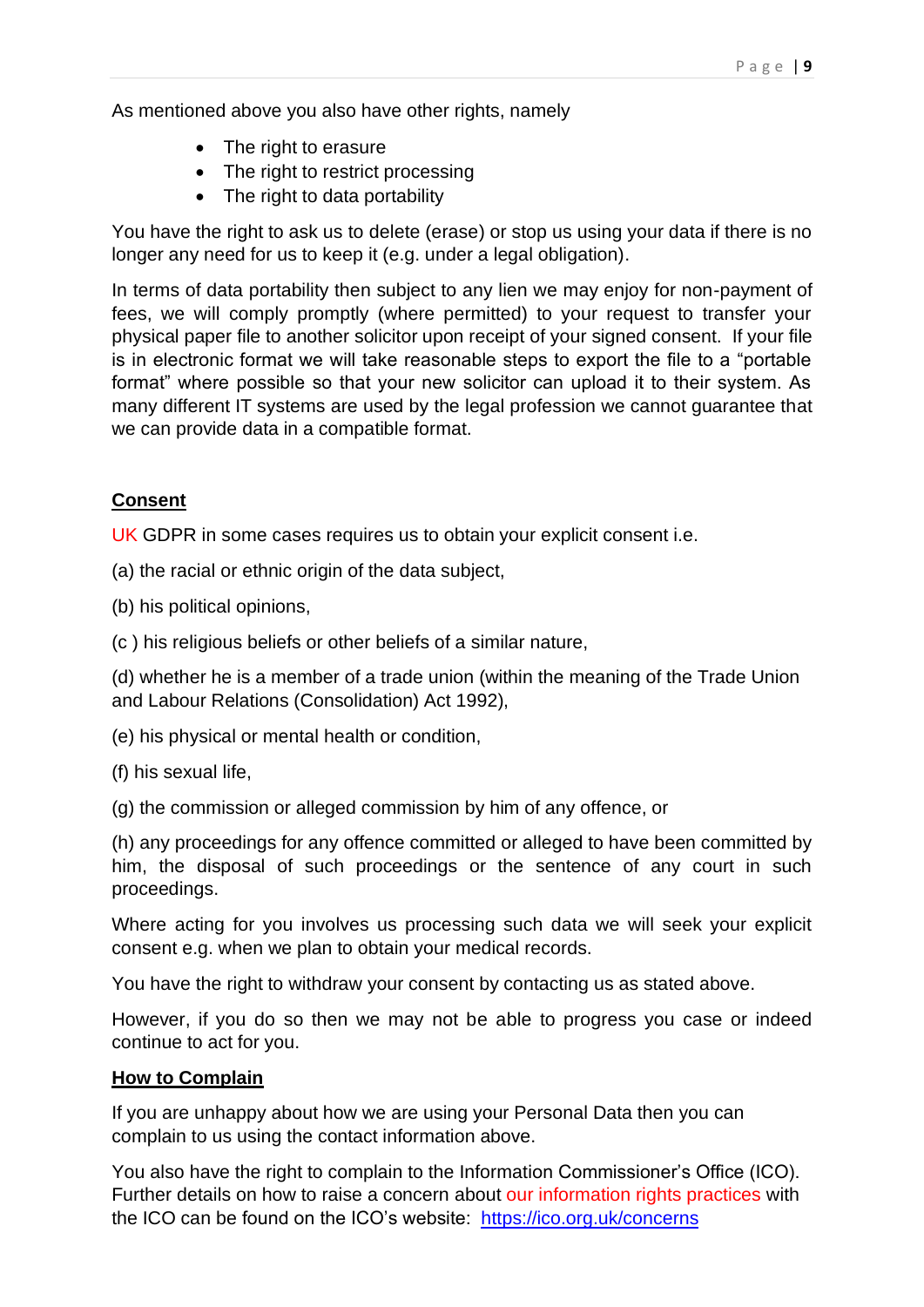As mentioned above you also have other rights, namely

- The right to erasure
- The right to restrict processing
- The right to data portability

You have the right to ask us to delete (erase) or stop us using your data if there is no longer any need for us to keep it (e.g. under a legal obligation).

In terms of data portability then subject to any lien we may enjoy for non-payment of fees, we will comply promptly (where permitted) to your request to transfer your physical paper file to another solicitor upon receipt of your signed consent. If your file is in electronic format we will take reasonable steps to export the file to a "portable format" where possible so that your new solicitor can upload it to their system. As many different IT systems are used by the legal profession we cannot guarantee that we can provide data in a compatible format.

## Consent

UK GDPR in some cases requires us to obtain your explicit consent i.e.

(a) the racial or ethnic origin of the data subject,

(b) his political opinions,

(c ) his religious beliefs or other beliefs of a similar nature,

(d) whether he is a member of a trade union (within the meaning of the Trade Union and Labour Relations (Consolidation) Act 1992),

(e) his physical or mental health or condition,

(f) his sexual life,

(g) the commission or alleged commission by him of any offence, or

(h) any proceedings for any offence committed or alleged to have been committed by him, the disposal of such proceedings or the sentence of any court in such proceedings.

Where acting for you involves us processing such data we will seek your explicit consent e.g. when we plan to obtain your medical records.

You have the right to withdraw your consent by contacting us as stated above.

However, if you do so then we may not be able to progress you case or indeed continue to act for you.

## How to Complain

If you are unhappy about how we are using your Personal Data then you can complain to us using the contact information above.

You also have the right to complain to the Information Commissioner's Office (ICO). Further details on how to raise a concern about our information rights practices with the ICO can be found on the ICO's website: [https://ico.org.uk/concerns](https://ico.org.uk/concerns)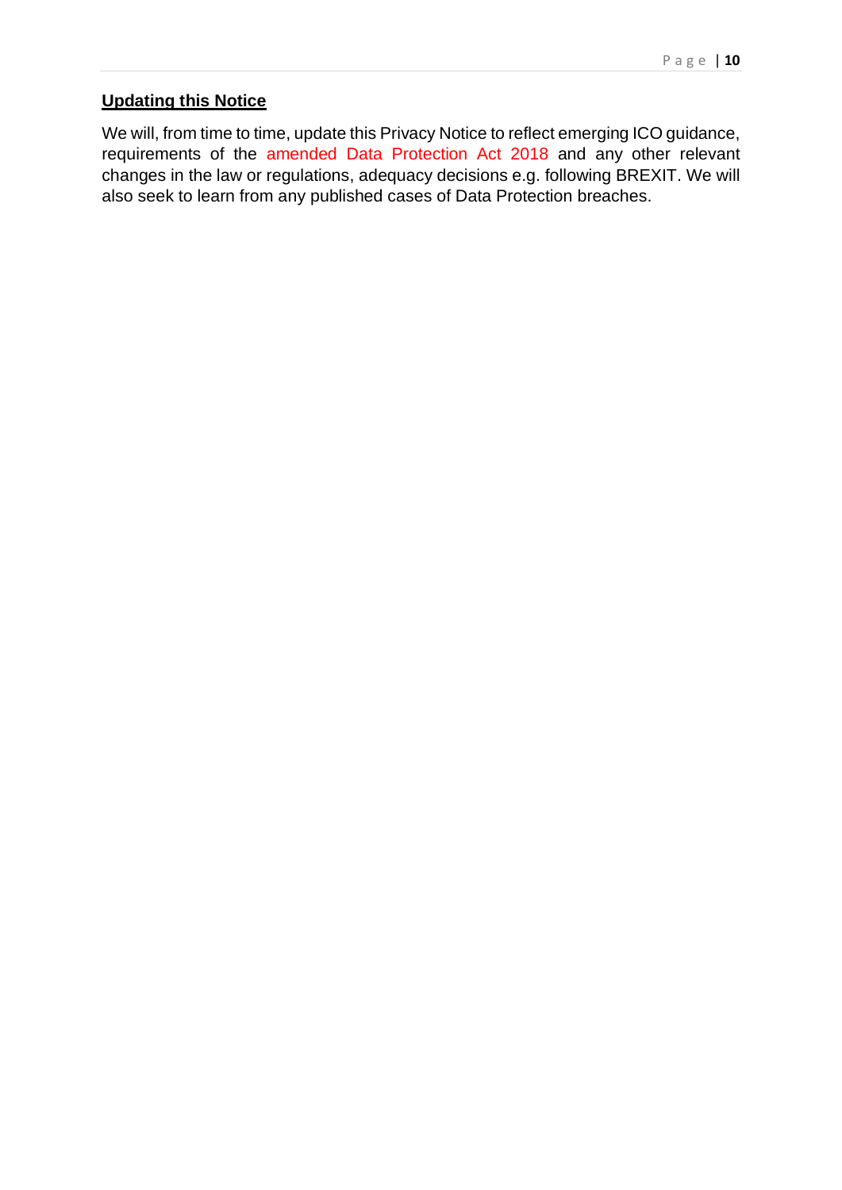## **Updating this Notice**

We will, from time to time, update this Privacy Notice to reflect emerging ICO guidance, requirements of the amended Data Protection Act 2018 and any other relevant changes in the law or regulations, adequacy decisions e.g. following BREXIT. We will also seek to learn from any published cases of Data Protection breaches.